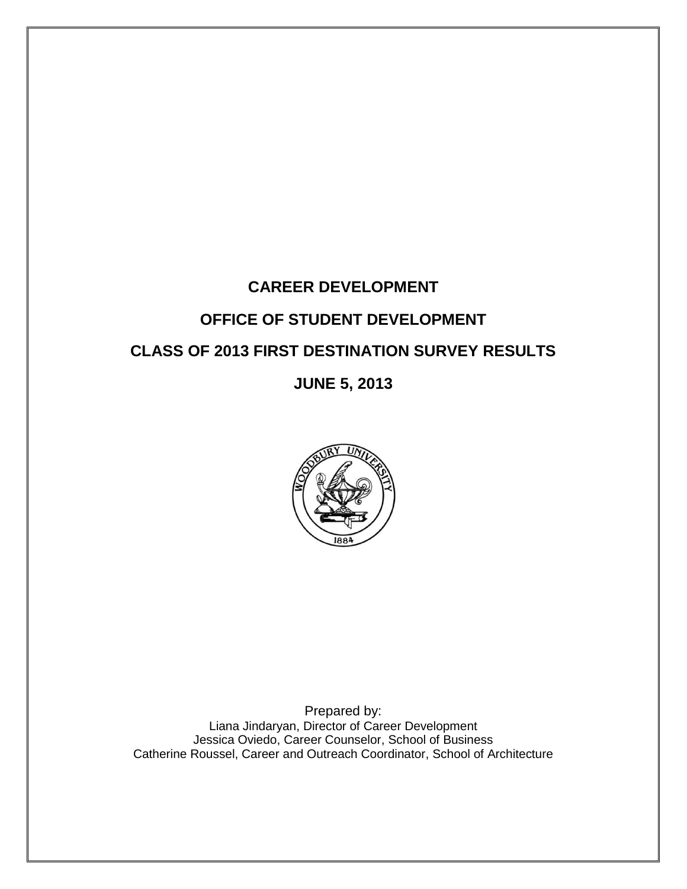# CAREER DEVELOPMENT

# OFFICE OF STUDENT DEVELOPMENT

# CLASS OF 2013 FIRST DESTINATION SURVEY RESULTS

# JUNE 5, 2013

Prepared by:
Liana Jindaryan, Director of Career Development
Jessica Oviedo, Career Counselor, School of Business
Catherine Roussel, Career and Outreach Coordinator, School of Architecture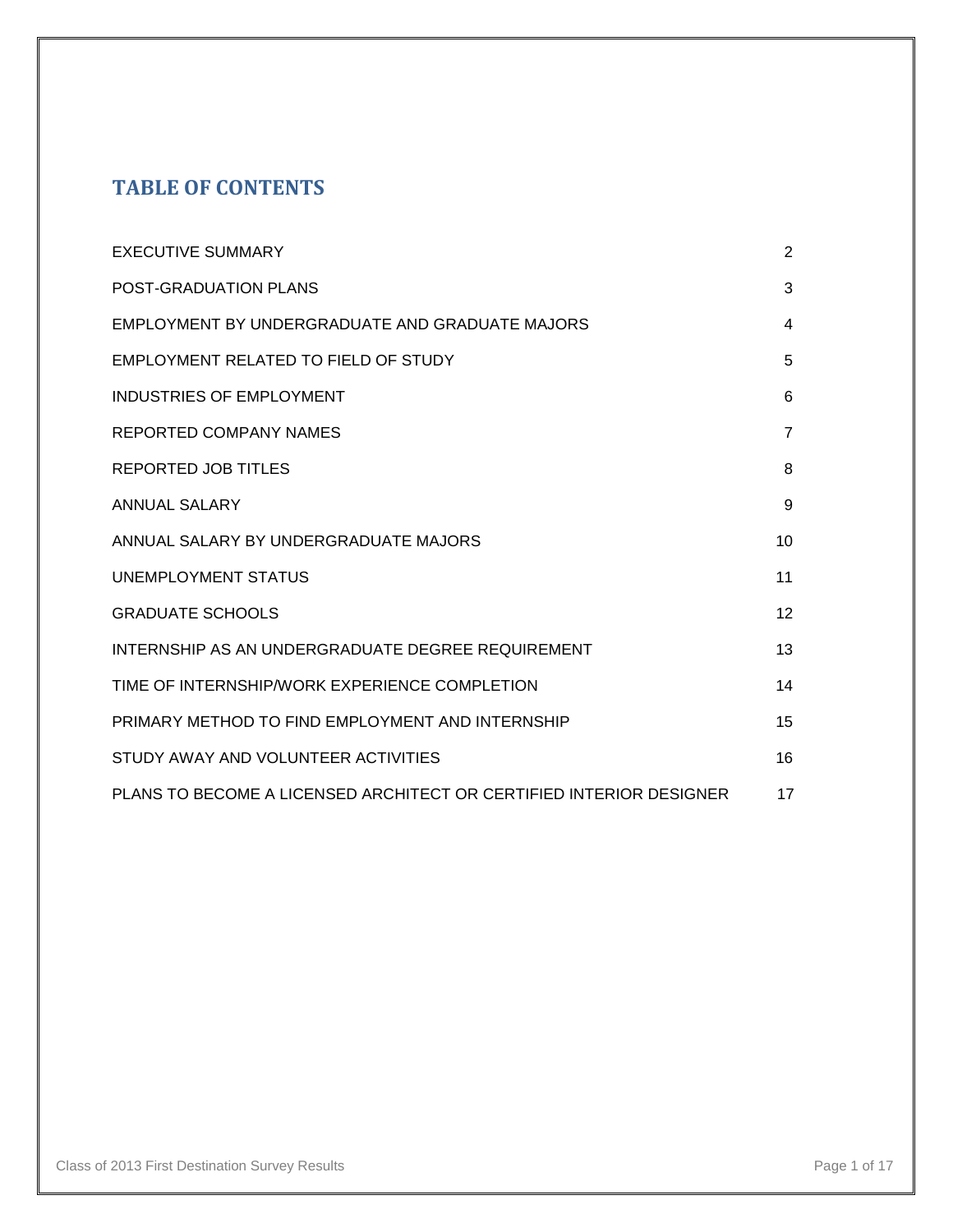# TABLE OF CONTENTS

| | |
|---|---|
| EXECUTIVE SUMMARY | 2 |
| POST-GRADUATION PLANS | 3 |
| EMPLOYMENT BY UNDERGRADUATE AND GRADUATE MAJORS | 4 |
| EMPLOYMENT RELATED TO FIELD OF STUDY | 5 |
| INDUSTRIES OF EMPLOYMENT | 6 |
| REPORTED COMPANY NAMES | 7 |
| REPORTED JOB TITLES | 8 |
| ANNUAL SALARY | 9 |
| ANNUAL SALARY BY UNDERGRADUATE MAJORS | 10 |
| UNEMPLOYMENT STATUS | 11 |
| GRADUATE SCHOOLS | 12 |
| INTERNSHIP AS AN UNDERGRADUATE DEGREE REQUIREMENT | 13 |
| TIME OF INTERNSHIP/WORK EXPERIENCE COMPLETION | 14 |
| PRIMARY METHOD TO FIND EMPLOYMENT AND INTERNSHIP | 15 |
| STUDY AWAY AND VOLUNTEER ACTIVITIES | 16 |
| PLANS TO BECOME A LICENSED ARCHITECT OR CERTIFIED INTERIOR DESIGNER | 17 |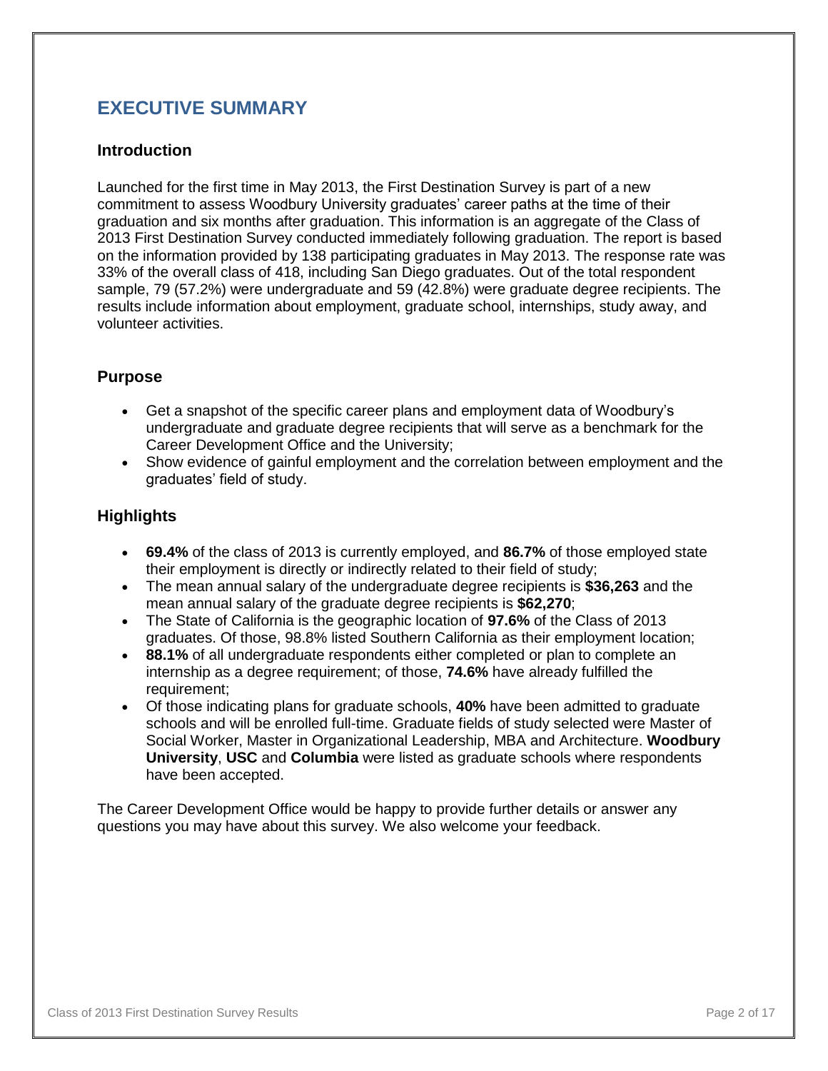# EXECUTIVE SUMMARY

## Introduction

Launched for the first time in May 2013, the First Destination Survey is part of a new commitment to assess Woodbury University graduates' career paths at the time of their graduation and six months after graduation. This information is an aggregate of the Class of 2013 First Destination Survey conducted immediately following graduation. The report is based on the information provided by 138 participating graduates in May 2013. The response rate was 33% of the overall class of 418, including San Diego graduates. Out of the total respondent sample, 79 (57.2%) were undergraduate and 59 (42.8%) were graduate degree recipients. The results include information about employment, graduate school, internships, study away, and volunteer activities.

## Purpose

- Get a snapshot of the specific career plans and employment data of Woodbury's undergraduate and graduate degree recipients that will serve as a benchmark for the Career Development Office and the University;
- Show evidence of gainful employment and the correlation between employment and the graduates' field of study.

## Highlights

- **69.4%** of the class of 2013 is currently employed, and **86.7%** of those employed state their employment is directly or indirectly related to their field of study;
- The mean annual salary of the undergraduate degree recipients is **$36,263** and the mean annual salary of the graduate degree recipients is **$62,270**;
- The State of California is the geographic location of **97.6%** of the Class of 2013 graduates. Of those, 98.8% listed Southern California as their employment location;
- **88.1%** of all undergraduate respondents either completed or plan to complete an internship as a degree requirement; of those, **74.6%** have already fulfilled the requirement;
- Of those indicating plans for graduate schools, **40%** have been admitted to graduate schools and will be enrolled full-time. Graduate fields of study selected were Master of Social Worker, Master in Organizational Leadership, MBA and Architecture. **Woodbury University**, **USC** and **Columbia** were listed as graduate schools where respondents have been accepted.

The Career Development Office would be happy to provide further details or answer any questions you may have about this survey. We also welcome your feedback.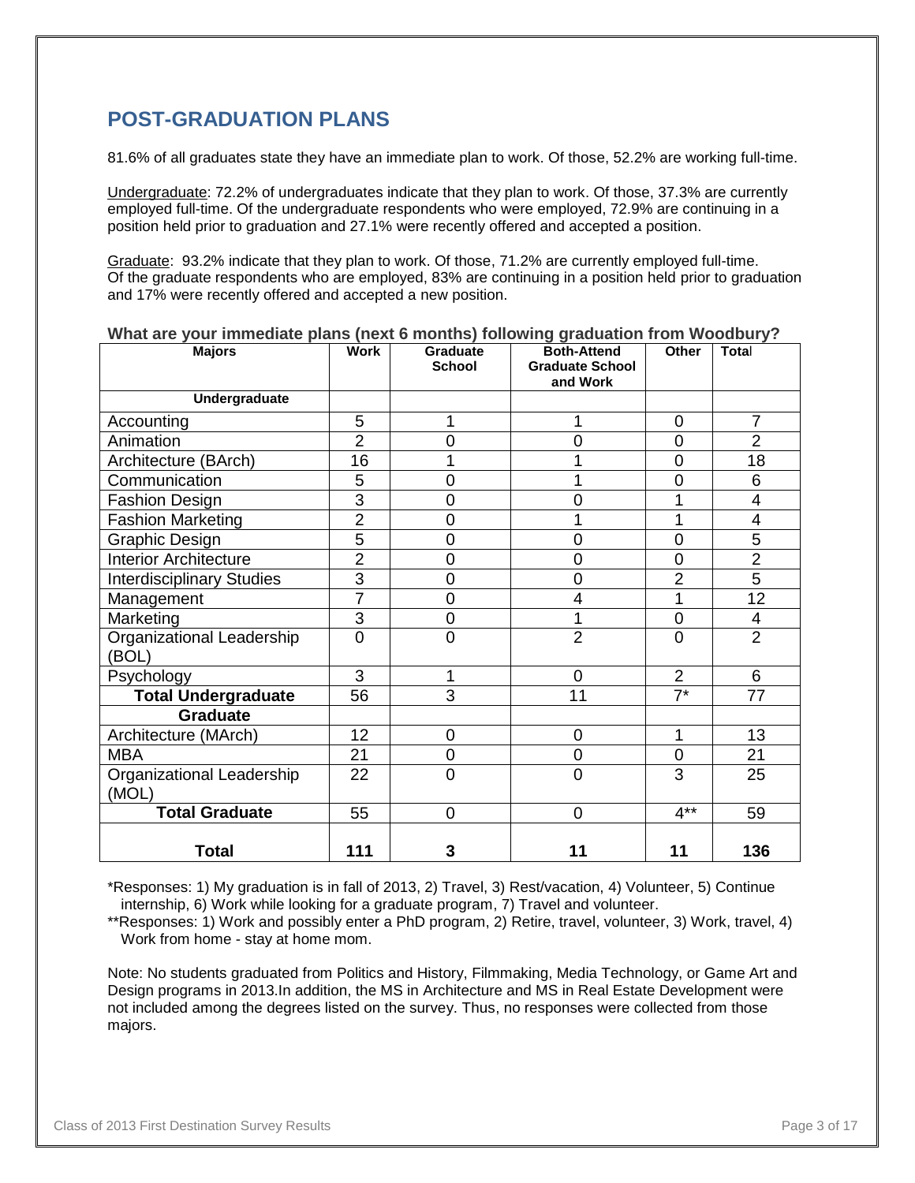## POST-GRADUATION PLANS

81.6% of all graduates state they have an immediate plan to work. Of those, 52.2% are working full-time.

Undergraduate: 72.2% of undergraduates indicate that they plan to work. Of those, 37.3% are currently employed full-time. Of the undergraduate respondents who were employed, 72.9% are continuing in a position held prior to graduation and 27.1% were recently offered and accepted a position.

Graduate: 93.2% indicate that they plan to work. Of those, 71.2% are currently employed full-time. Of the graduate respondents who are employed, 83% are continuing in a position held prior to graduation and 17% were recently offered and accepted a new position.

**What are your immediate plans (next 6 months) following graduation from Woodbury?**

| Majors | Work | Graduate School | Both-Attend Graduate School and Work | Other | Total |
|---|---|---|---|---|---|
| **Undergraduate** | | | | | |
| Accounting | 5 | 1 | 1 | 0 | 7 |
| Animation | 2 | 0 | 0 | 0 | 2 |
| Architecture (BArch) | 16 | 1 | 1 | 0 | 18 |
| Communication | 5 | 0 | 1 | 0 | 6 |
| Fashion Design | 3 | 0 | 0 | 1 | 4 |
| Fashion Marketing | 2 | 0 | 1 | 1 | 4 |
| Graphic Design | 5 | 0 | 0 | 0 | 5 |
| Interior Architecture | 2 | 0 | 0 | 0 | 2 |
| Interdisciplinary Studies | 3 | 0 | 0 | 2 | 5 |
| Management | 7 | 0 | 4 | 1 | 12 |
| Marketing | 3 | 0 | 1 | 0 | 4 |
| Organizational Leadership (BOL) | 0 | 0 | 2 | 0 | 2 |
| Psychology | 3 | 1 | 0 | 2 | 6 |
| **Total Undergraduate** | 56 | 3 | 11 | 7* | 77 |
| **Graduate** | | | | | |
| Architecture (MArch) | 12 | 0 | 0 | 1 | 13 |
| MBA | 21 | 0 | 0 | 0 | 21 |
| Organizational Leadership (MOL) | 22 | 0 | 0 | 3 | 25 |
| **Total Graduate** | 55 | 0 | 0 | 4** | 59 |
| **Total** | **111** | **3** | **11** | **11** | **136** |

*Responses: 1) My graduation is in fall of 2013, 2) Travel, 3) Rest/vacation, 4) Volunteer, 5) Continue internship, 6) Work while looking for a graduate program, 7) Travel and volunteer.

**Responses: 1) Work and possibly enter a PhD program, 2) Retire, travel, volunteer, 3) Work, travel, 4) Work from home - stay at home mom.

Note: No students graduated from Politics and History, Filmmaking, Media Technology, or Game Art and Design programs in 2013.In addition, the MS in Architecture and MS in Real Estate Development were not included among the degrees listed on the survey. Thus, no responses were collected from those majors.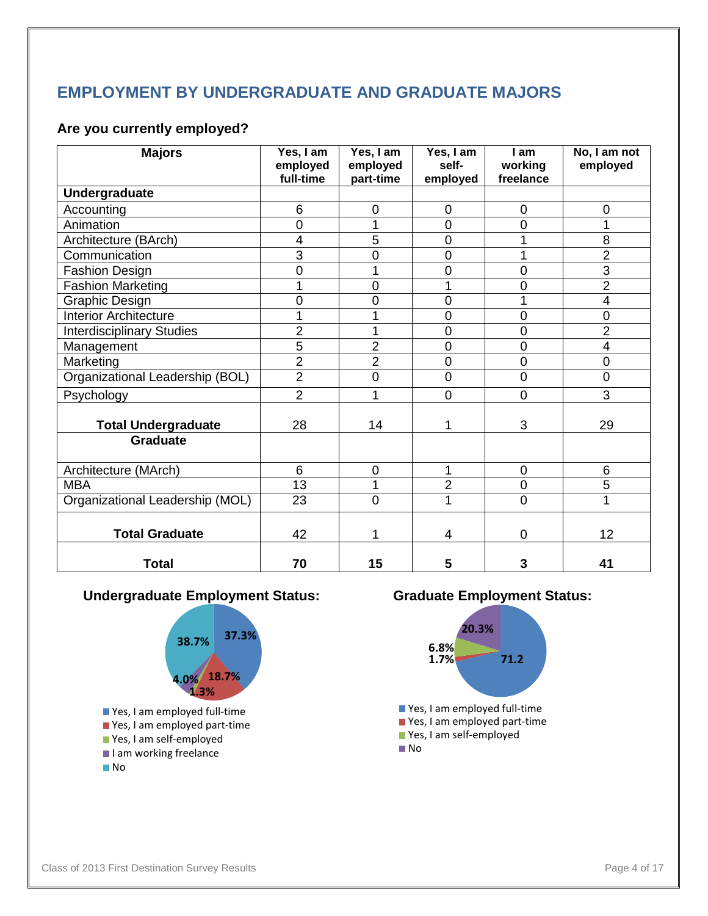## EMPLOYMENT BY UNDERGRADUATE AND GRADUATE MAJORS

### Are you currently employed?

| Majors | Yes, I am employed full-time | Yes, I am employed part-time | Yes, I am self-employed | I am working freelance | No, I am not employed |
|---|---|---|---|---|---|
| **Undergraduate** | | | | | |
| Accounting | 6 | 0 | 0 | 0 | 0 |
| Animation | 0 | 1 | 0 | 0 | 1 |
| Architecture (BArch) | 4 | 5 | 0 | 1 | 8 |
| Communication | 3 | 0 | 0 | 1 | 2 |
| Fashion Design | 0 | 1 | 0 | 0 | 3 |
| Fashion Marketing | 1 | 0 | 1 | 0 | 2 |
| Graphic Design | 0 | 0 | 0 | 1 | 4 |
| Interior Architecture | 1 | 1 | 0 | 0 | 0 |
| Interdisciplinary Studies | 2 | 1 | 0 | 0 | 2 |
| Management | 5 | 2 | 0 | 0 | 4 |
| Marketing | 2 | 2 | 0 | 0 | 0 |
| Organizational Leadership (BOL) | 2 | 0 | 0 | 0 | 0 |
| Psychology | 2 | 1 | 0 | 0 | 3 |
| **Total Undergraduate** | 28 | 14 | 1 | 3 | 29 |
| **Graduate** | | | | | |
| Architecture (MArch) | 6 | 0 | 1 | 0 | 6 |
| MBA | 13 | 1 | 2 | 0 | 5 |
| Organizational Leadership (MOL) | 23 | 0 | 1 | 0 | 1 |
| **Total Graduate** | 42 | 1 | 4 | 0 | 12 |
| **Total** | **70** | **15** | **5** | **3** | **41** |

**Undergraduate Employment Status:**

- Yes, I am employed full-time: 37.3%
- Yes, I am employed part-time: 18.7%
- Yes, I am self-employed: 1.3%
- I am working freelance: 4.0%
- No: 38.7%

**Graduate Employment Status:**

- Yes, I am employed full-time: 71.2
- Yes, I am employed part-time: 1.7%
- Yes, I am self-employed: 6.8%
- No: 20.3%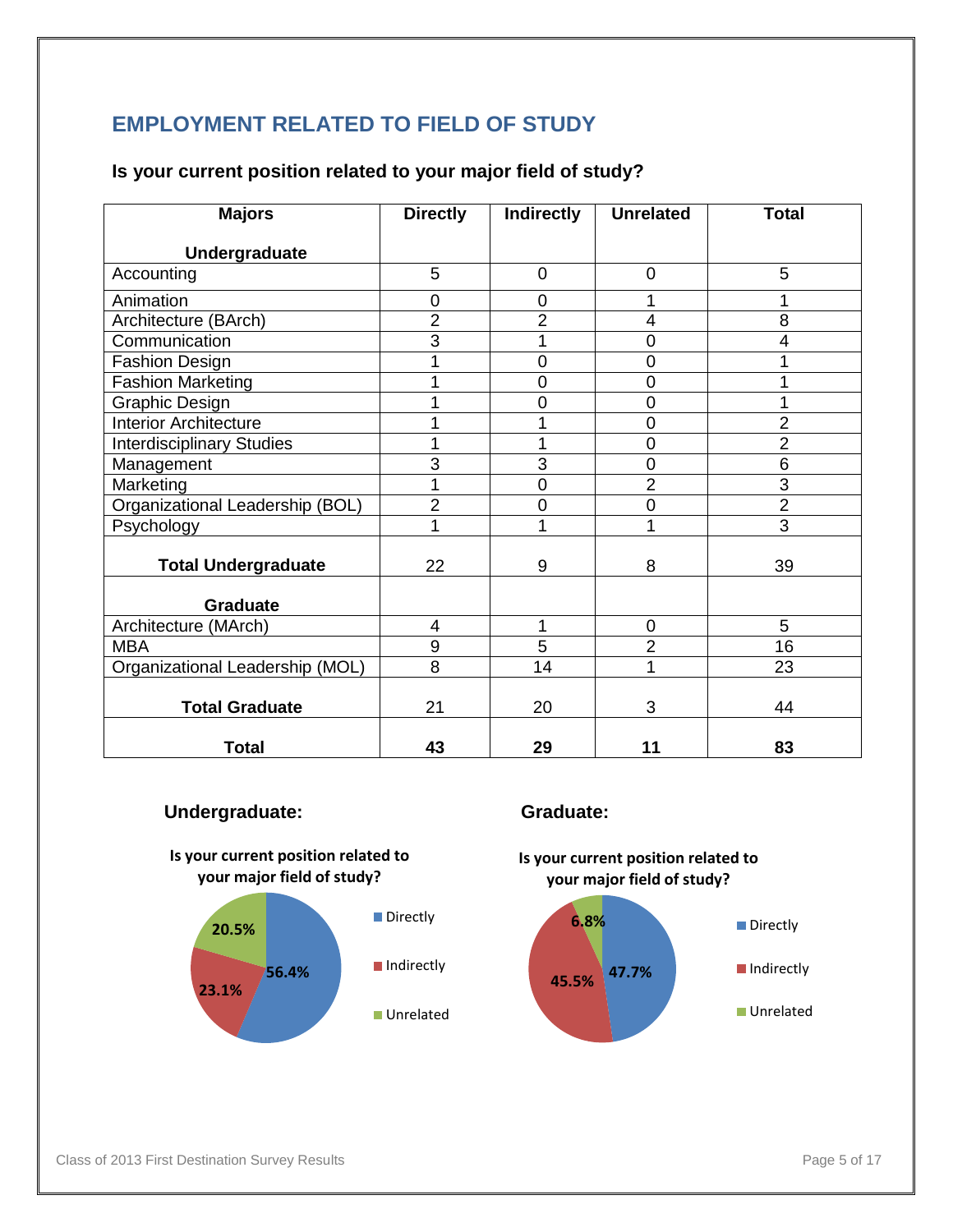## EMPLOYMENT RELATED TO FIELD OF STUDY

### Is your current position related to your major field of study?

| Majors | Directly | Indirectly | Unrelated | Total |
|---|---|---|---|---|
| **Undergraduate** | | | | |
| Accounting | 5 | 0 | 0 | 5 |
| Animation | 0 | 0 | 1 | 1 |
| Architecture (BArch) | 2 | 2 | 4 | 8 |
| Communication | 3 | 1 | 0 | 4 |
| Fashion Design | 1 | 0 | 0 | 1 |
| Fashion Marketing | 1 | 0 | 0 | 1 |
| Graphic Design | 1 | 0 | 0 | 1 |
| Interior Architecture | 1 | 1 | 0 | 2 |
| Interdisciplinary Studies | 1 | 1 | 0 | 2 |
| Management | 3 | 3 | 0 | 6 |
| Marketing | 1 | 0 | 2 | 3 |
| Organizational Leadership (BOL) | 2 | 0 | 0 | 2 |
| Psychology | 1 | 1 | 1 | 3 |
| **Total Undergraduate** | 22 | 9 | 8 | 39 |
| **Graduate** | | | | |
| Architecture (MArch) | 4 | 1 | 0 | 5 |
| MBA | 9 | 5 | 2 | 16 |
| Organizational Leadership (MOL) | 8 | 14 | 1 | 23 |
| **Total Graduate** | 21 | 20 | 3 | 44 |
| **Total** | **43** | **29** | **11** | **83** |

**Undergraduate:**

**Is your current position related to your major field of study?**

| Response | Percentage |
|---|---|
| Directly | 56.4% |
| Indirectly | 23.1% |
| Unrelated | 20.5% |

**Graduate:**

**Is your current position related to your major field of study?**

| Response | Percentage |
|---|---|
| Directly | 47.7% |
| Indirectly | 45.5% |
| Unrelated | 6.8% |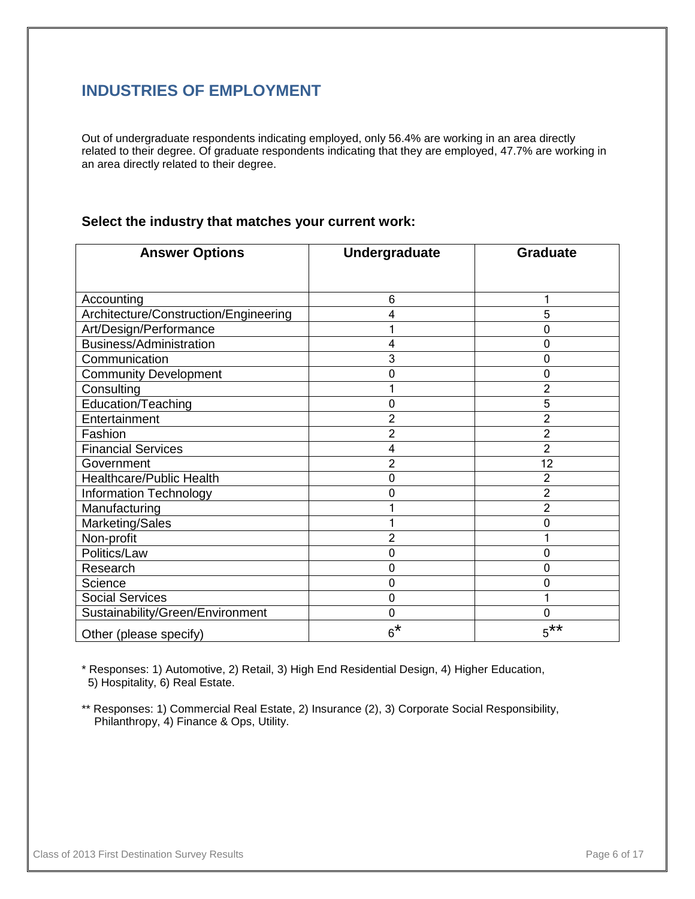## INDUSTRIES OF EMPLOYMENT

Out of undergraduate respondents indicating employed, only 56.4% are working in an area directly related to their degree. Of graduate respondents indicating that they are employed, 47.7% are working in an area directly related to their degree.

### Select the industry that matches your current work:

| Answer Options | Undergraduate | Graduate |
|---|---|---|
| Accounting | 6 | 1 |
| Architecture/Construction/Engineering | 4 | 5 |
| Art/Design/Performance | 1 | 0 |
| Business/Administration | 4 | 0 |
| Communication | 3 | 0 |
| Community Development | 0 | 0 |
| Consulting | 1 | 2 |
| Education/Teaching | 0 | 5 |
| Entertainment | 2 | 2 |
| Fashion | 2 | 2 |
| Financial Services | 4 | 2 |
| Government | 2 | 12 |
| Healthcare/Public Health | 0 | 2 |
| Information Technology | 0 | 2 |
| Manufacturing | 1 | 2 |
| Marketing/Sales | 1 | 0 |
| Non-profit | 2 | 1 |
| Politics/Law | 0 | 0 |
| Research | 0 | 0 |
| Science | 0 | 0 |
| Social Services | 0 | 1 |
| Sustainability/Green/Environment | 0 | 0 |
| Other (please specify) | 6* | 5** |

* Responses: 1) Automotive, 2) Retail, 3) High End Residential Design, 4) Higher Education, 5) Hospitality, 6) Real Estate.

** Responses: 1) Commercial Real Estate, 2) Insurance (2), 3) Corporate Social Responsibility, Philanthropy, 4) Finance & Ops, Utility.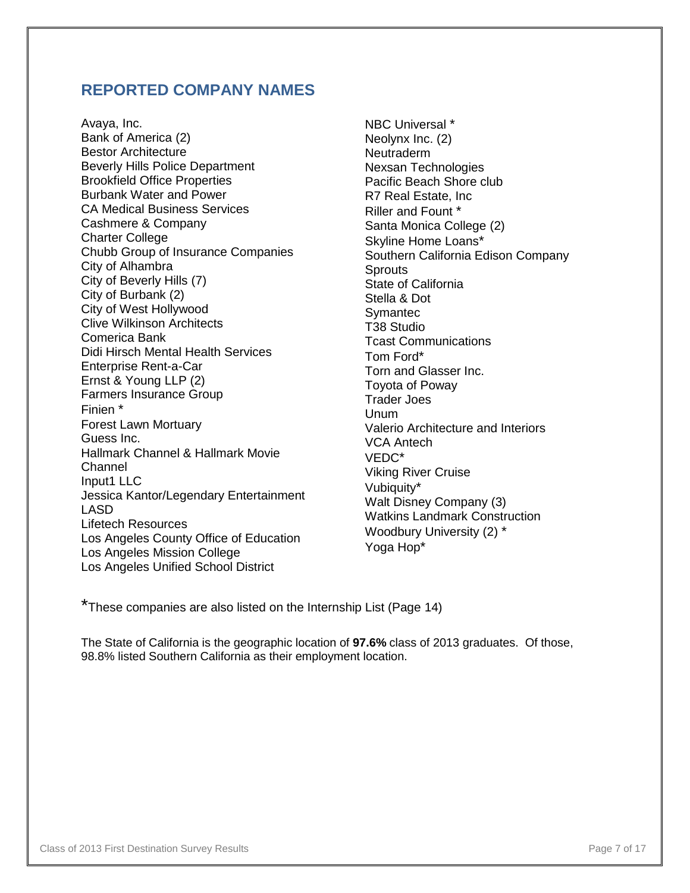## REPORTED COMPANY NAMES

Avaya, Inc.
Bank of America (2)
Bestor Architecture
Beverly Hills Police Department
Brookfield Office Properties
Burbank Water and Power
CA Medical Business Services
Cashmere & Company
Charter College
Chubb Group of Insurance Companies
City of Alhambra
City of Beverly Hills (7)
City of Burbank (2)
City of West Hollywood
Clive Wilkinson Architects
Comerica Bank
Didi Hirsch Mental Health Services
Enterprise Rent-a-Car
Ernst & Young LLP (2)
Farmers Insurance Group
Finien *
Forest Lawn Mortuary
Guess Inc.
Hallmark Channel & Hallmark Movie Channel
Input1 LLC
Jessica Kantor/Legendary Entertainment
LASD
Lifetech Resources
Los Angeles County Office of Education
Los Angeles Mission College
Los Angeles Unified School District
NBC Universal *
Neolynx Inc. (2)
Neutraderm
Nexsan Technologies
Pacific Beach Shore club
R7 Real Estate, Inc
Riller and Fount *
Santa Monica College (2)
Skyline Home Loans*
Southern California Edison Company
Sprouts
State of California
Stella & Dot
Symantec
T38 Studio
Tcast Communications
Tom Ford*
Torn and Glasser Inc.
Toyota of Poway
Trader Joes
Unum
Valerio Architecture and Interiors
VCA Antech
VEDC*
Viking River Cruise
Vubiquity*
Walt Disney Company (3)
Watkins Landmark Construction
Woodbury University (2) *
Yoga Hop*

*These companies are also listed on the Internship List (Page 14)

The State of California is the geographic location of **97.6%** class of 2013 graduates. Of those, 98.8% listed Southern California as their employment location.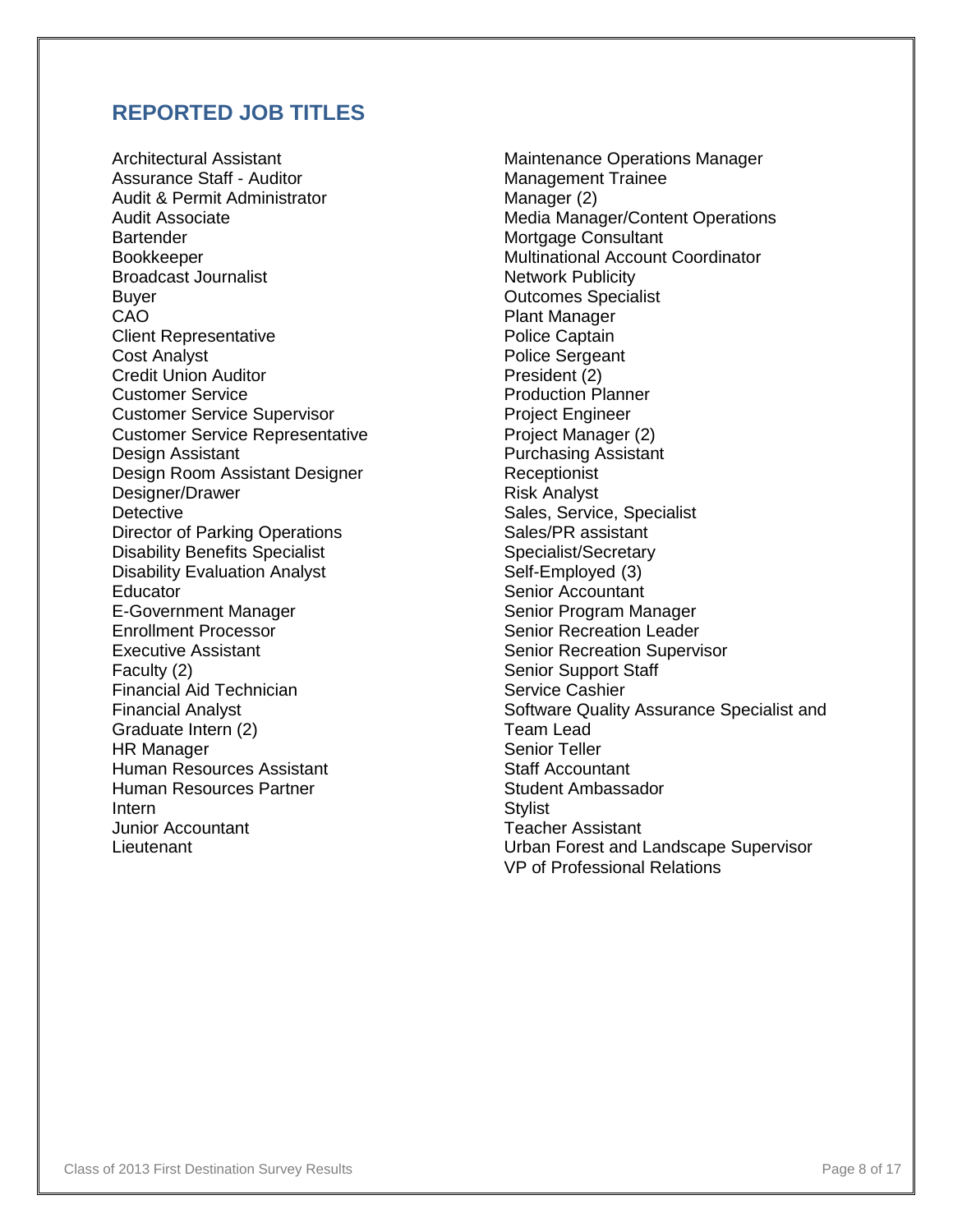## REPORTED JOB TITLES

Architectural Assistant
Assurance Staff - Auditor
Audit & Permit Administrator
Audit Associate
Bartender
Bookkeeper
Broadcast Journalist
Buyer
CAO
Client Representative
Cost Analyst
Credit Union Auditor
Customer Service
Customer Service Supervisor
Customer Service Representative
Design Assistant
Design Room Assistant Designer
Designer/Drawer
Detective
Director of Parking Operations
Disability Benefits Specialist
Disability Evaluation Analyst
Educator
E-Government Manager
Enrollment Processor
Executive Assistant
Faculty (2)
Financial Aid Technician
Financial Analyst
Graduate Intern (2)
HR Manager
Human Resources Assistant
Human Resources Partner
Intern
Junior Accountant
Lieutenant
Maintenance Operations Manager
Management Trainee
Manager (2)
Media Manager/Content Operations
Mortgage Consultant
Multinational Account Coordinator
Network Publicity
Outcomes Specialist
Plant Manager
Police Captain
Police Sergeant
President (2)
Production Planner
Project Engineer
Project Manager (2)
Purchasing Assistant
Receptionist
Risk Analyst
Sales, Service, Specialist
Sales/PR assistant
Specialist/Secretary
Self-Employed (3)
Senior Accountant
Senior Program Manager
Senior Recreation Leader
Senior Recreation Supervisor
Senior Support Staff
Service Cashier
Software Quality Assurance Specialist and Team Lead
Senior Teller
Staff Accountant
Student Ambassador
Stylist
Teacher Assistant
Urban Forest and Landscape Supervisor
VP of Professional Relations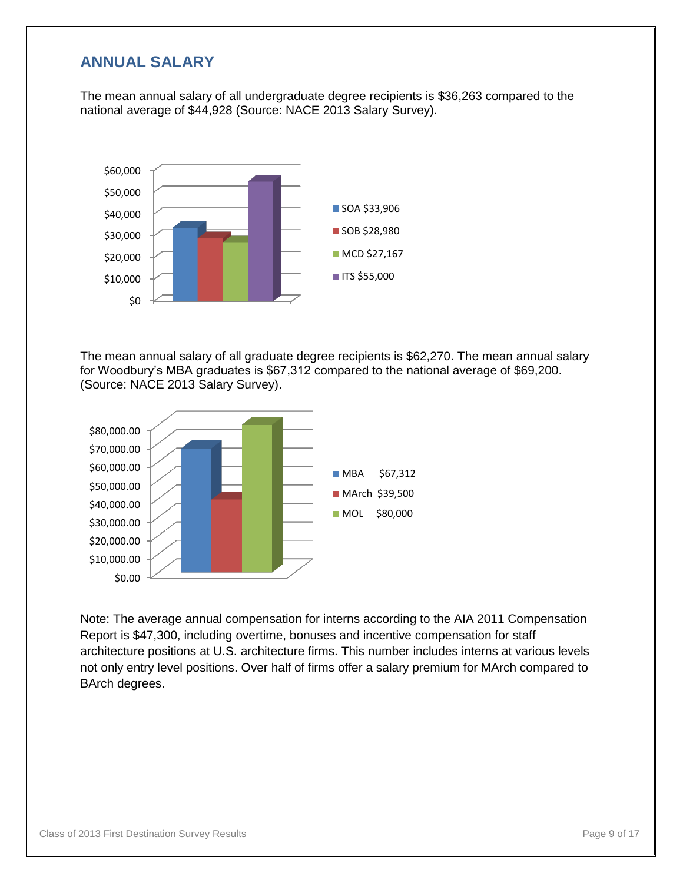## ANNUAL SALARY

The mean annual salary of all undergraduate degree recipients is $36,263 compared to the national average of $44,928 (Source: NACE 2013 Salary Survey).

- SOA $33,906
- SOB $28,980
- MCD $27,167
- ITS $55,000

The mean annual salary of all graduate degree recipients is $62,270. The mean annual salary for Woodbury's MBA graduates is $67,312 compared to the national average of $69,200. (Source: NACE 2013 Salary Survey).

- MBA $67,312
- MArch $39,500
- MOL $80,000

Note: The average annual compensation for interns according to the AIA 2011 Compensation Report is $47,300, including overtime, bonuses and incentive compensation for staff architecture positions at U.S. architecture firms. This number includes interns at various levels not only entry level positions. Over half of firms offer a salary premium for MArch compared to BArch degrees.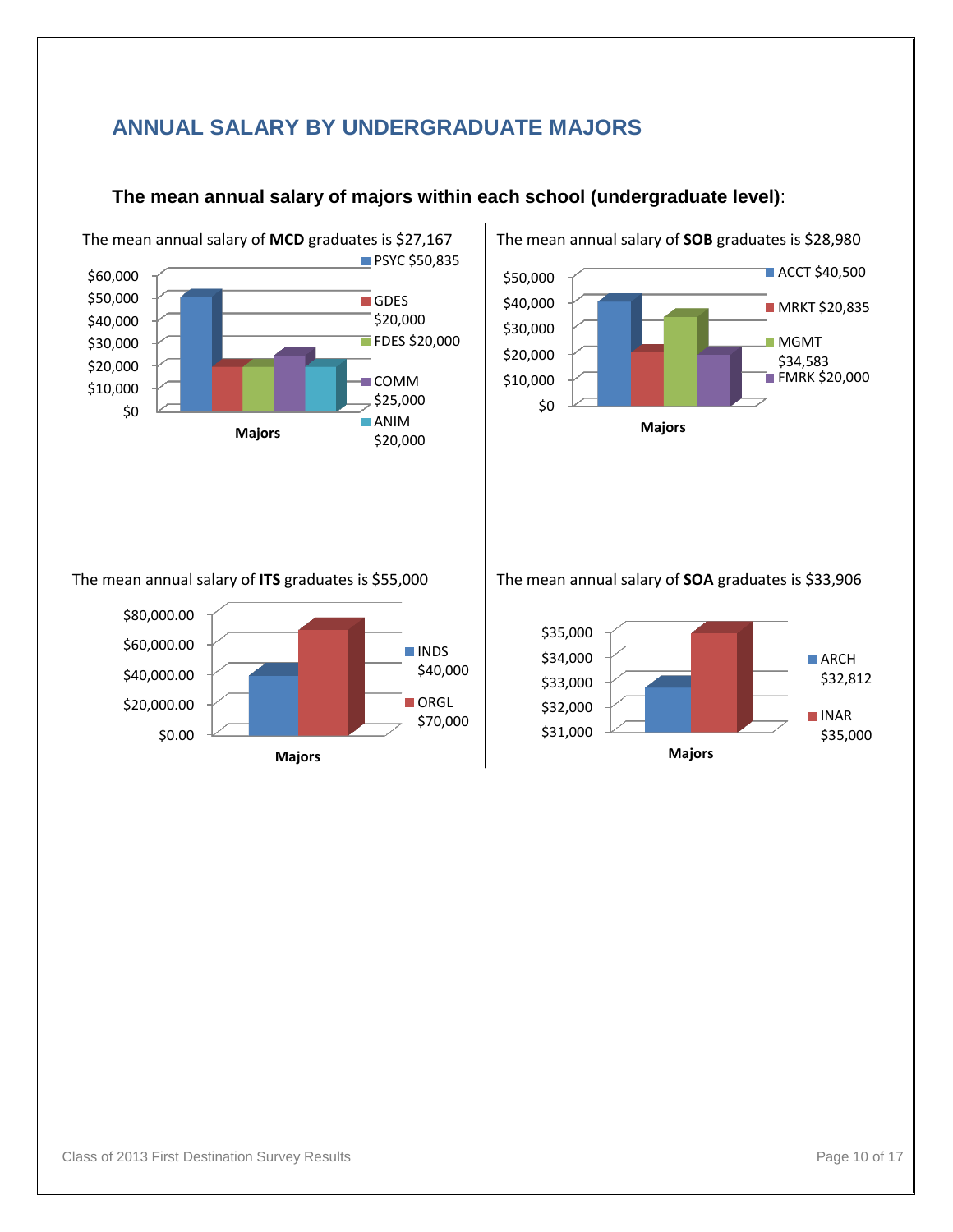## ANNUAL SALARY BY UNDERGRADUATE MAJORS

**The mean annual salary of majors within each school (undergraduate level)**:

The mean annual salary of **MCD** graduates is $27,167

| Major | Mean Annual Salary |
|---|---|
| PSYC | $50,835 |
| GDES | $20,000 |
| FDES | $20,000 |
| COMM | $25,000 |
| ANIM | $20,000 |

The mean annual salary of **SOB** graduates is $28,980

| Major | Mean Annual Salary |
|---|---|
| ACCT | $40,500 |
| MRKT | $20,835 |
| MGMT | $34,583 |
| FMRK | $20,000 |

The mean annual salary of **ITS** graduates is $55,000

| Major | Mean Annual Salary |
|---|---|
| INDS | $40,000 |
| ORGL | $70,000 |

The mean annual salary of **SOA** graduates is $33,906

| Major | Mean Annual Salary |
|---|---|
| ARCH | $32,812 |
| INAR | $35,000 |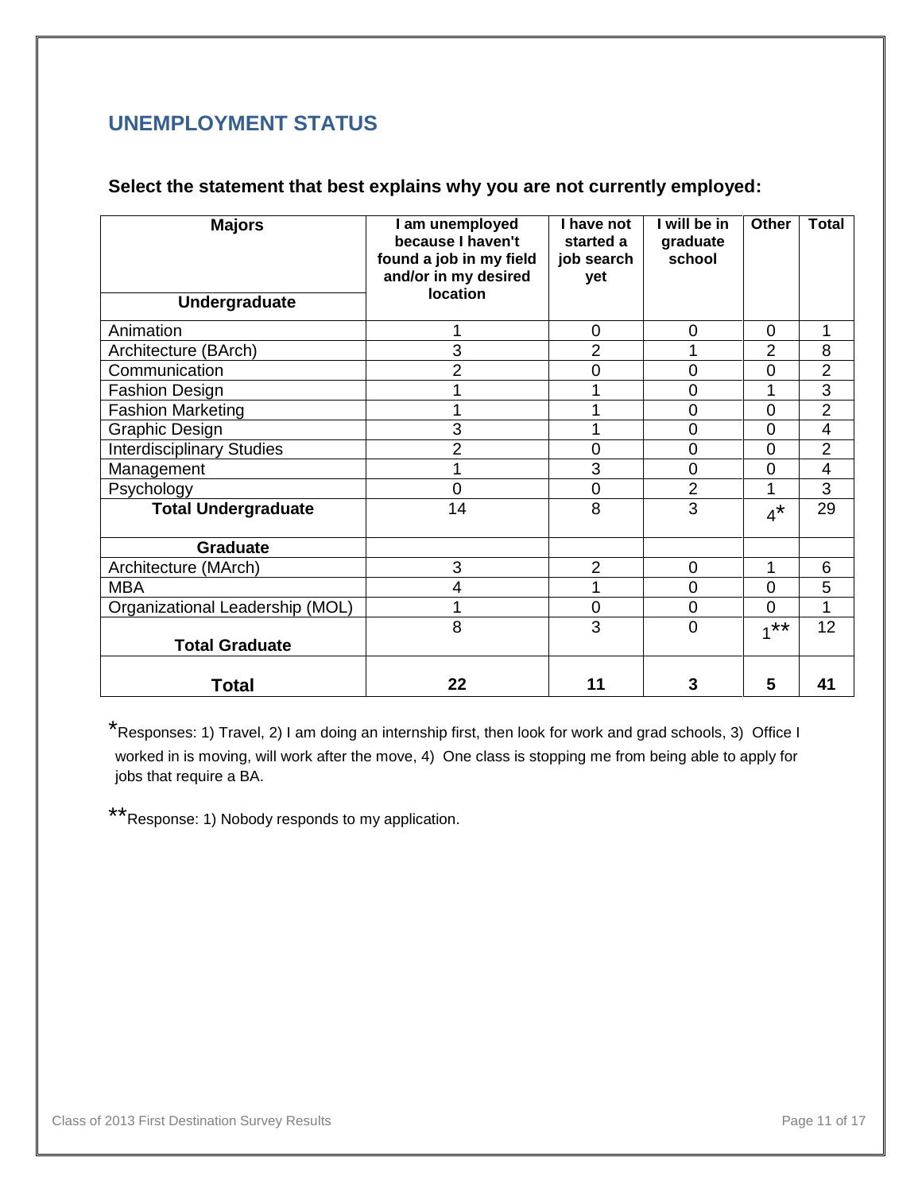## UNEMPLOYMENT STATUS

### Select the statement that best explains why you are not currently employed:

| Majors | I am unemployed because I haven't found a job in my field and/or in my desired location | I have not started a job search yet | I will be in graduate school | Other | Total |
|---|---|---|---|---|---|
| **Undergraduate** | | | | | |
| Animation | 1 | 0 | 0 | 0 | 1 |
| Architecture (BArch) | 3 | 2 | 1 | 2 | 8 |
| Communication | 2 | 0 | 0 | 0 | 2 |
| Fashion Design | 1 | 1 | 0 | 1 | 3 |
| Fashion Marketing | 1 | 1 | 0 | 0 | 2 |
| Graphic Design | 3 | 1 | 0 | 0 | 4 |
| Interdisciplinary Studies | 2 | 0 | 0 | 0 | 2 |
| Management | 1 | 3 | 0 | 0 | 4 |
| Psychology | 0 | 0 | 2 | 1 | 3 |
| **Total Undergraduate** | 14 | 8 | 3 | 4* | 29 |
| **Graduate** | | | | | |
| Architecture (MArch) | 3 | 2 | 0 | 1 | 6 |
| MBA | 4 | 1 | 0 | 0 | 5 |
| Organizational Leadership (MOL) | 1 | 0 | 0 | 0 | 1 |
| **Total Graduate** | 8 | 3 | 0 | 1** | 12 |
| **Total** | **22** | **11** | **3** | **5** | **41** |

*Responses: 1) Travel, 2) I am doing an internship first, then look for work and grad schools, 3) Office I worked in is moving, will work after the move, 4) One class is stopping me from being able to apply for jobs that require a BA.

**Response: 1) Nobody responds to my application.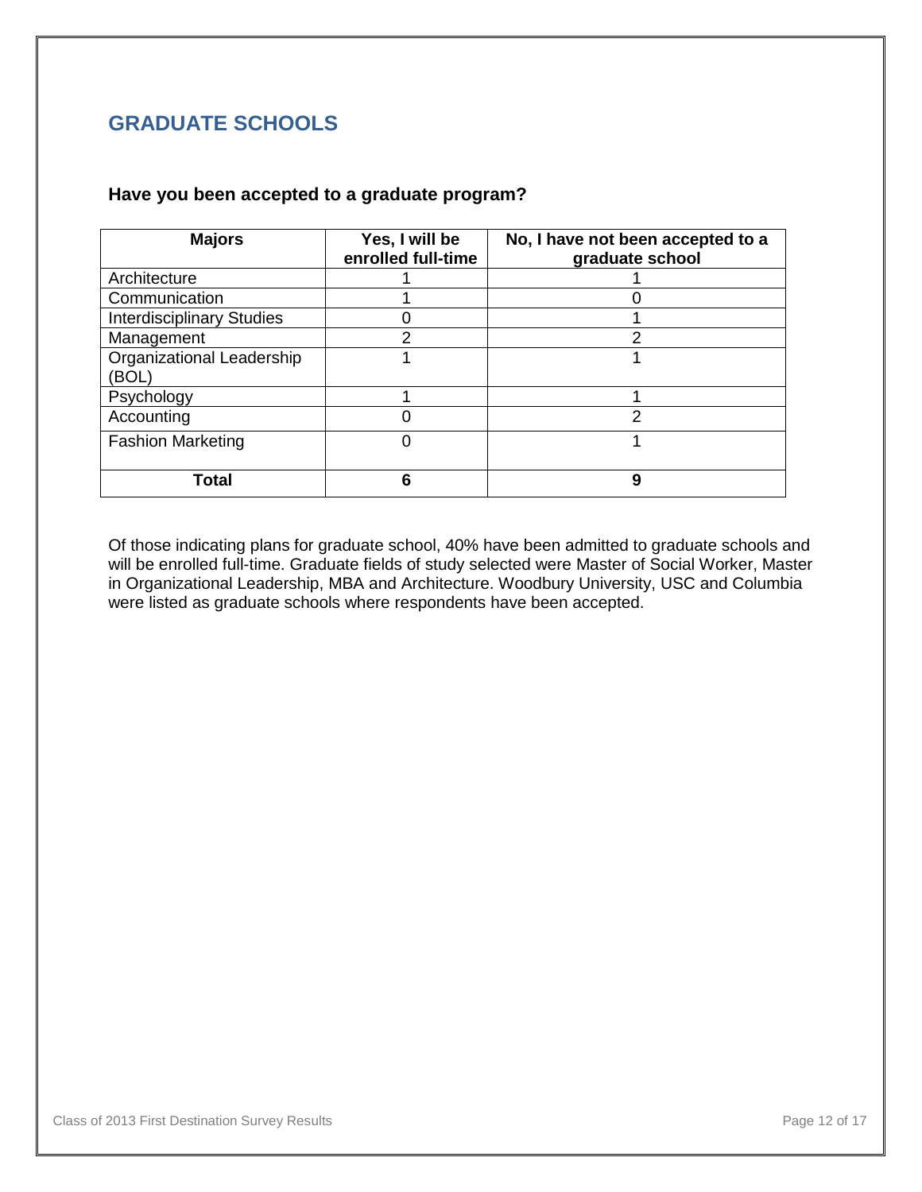## GRADUATE SCHOOLS

### Have you been accepted to a graduate program?

| Majors | Yes, I will be enrolled full-time | No, I have not been accepted to a graduate school |
|---|---|---|
| Architecture | 1 | 1 |
| Communication | 1 | 0 |
| Interdisciplinary Studies | 0 | 1 |
| Management | 2 | 2 |
| Organizational Leadership (BOL) | 1 | 1 |
| Psychology | 1 | 1 |
| Accounting | 0 | 2 |
| Fashion Marketing | 0 | 1 |
| **Total** | **6** | **9** |

Of those indicating plans for graduate school, 40% have been admitted to graduate schools and will be enrolled full-time. Graduate fields of study selected were Master of Social Worker, Master in Organizational Leadership, MBA and Architecture. Woodbury University, USC and Columbia were listed as graduate schools where respondents have been accepted.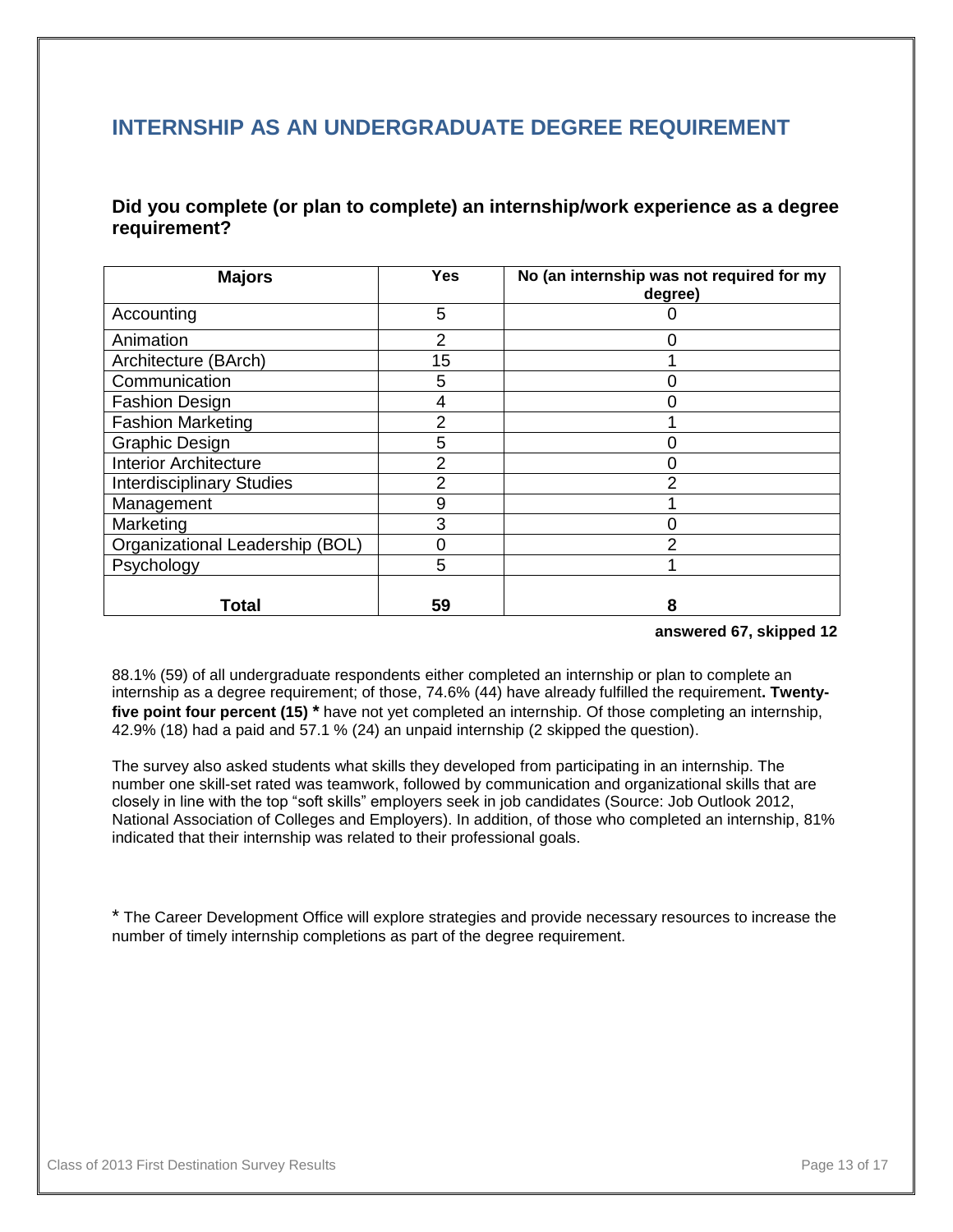## INTERNSHIP AS AN UNDERGRADUATE DEGREE REQUIREMENT

### Did you complete (or plan to complete) an internship/work experience as a degree requirement?

| Majors | Yes | No (an internship was not required for my degree) |
|---|---|---|
| Accounting | 5 | 0 |
| Animation | 2 | 0 |
| Architecture (BArch) | 15 | 1 |
| Communication | 5 | 0 |
| Fashion Design | 4 | 0 |
| Fashion Marketing | 2 | 1 |
| Graphic Design | 5 | 0 |
| Interior Architecture | 2 | 0 |
| Interdisciplinary Studies | 2 | 2 |
| Management | 9 | 1 |
| Marketing | 3 | 0 |
| Organizational Leadership (BOL) | 0 | 2 |
| Psychology | 5 | 1 |
| **Total** | **59** | **8** |

**answered 67, skipped 12**

88.1% (59) of all undergraduate respondents either completed an internship or plan to complete an internship as a degree requirement; of those, 74.6% (44) have already fulfilled the requirement**. Twenty-five point four percent (15) *** have not yet completed an internship. Of those completing an internship, 42.9% (18) had a paid and 57.1 % (24) an unpaid internship (2 skipped the question).

The survey also asked students what skills they developed from participating in an internship. The number one skill-set rated was teamwork, followed by communication and organizational skills that are closely in line with the top "soft skills" employers seek in job candidates (Source: Job Outlook 2012, National Association of Colleges and Employers). In addition, of those who completed an internship, 81% indicated that their internship was related to their professional goals.

* The Career Development Office will explore strategies and provide necessary resources to increase the number of timely internship completions as part of the degree requirement.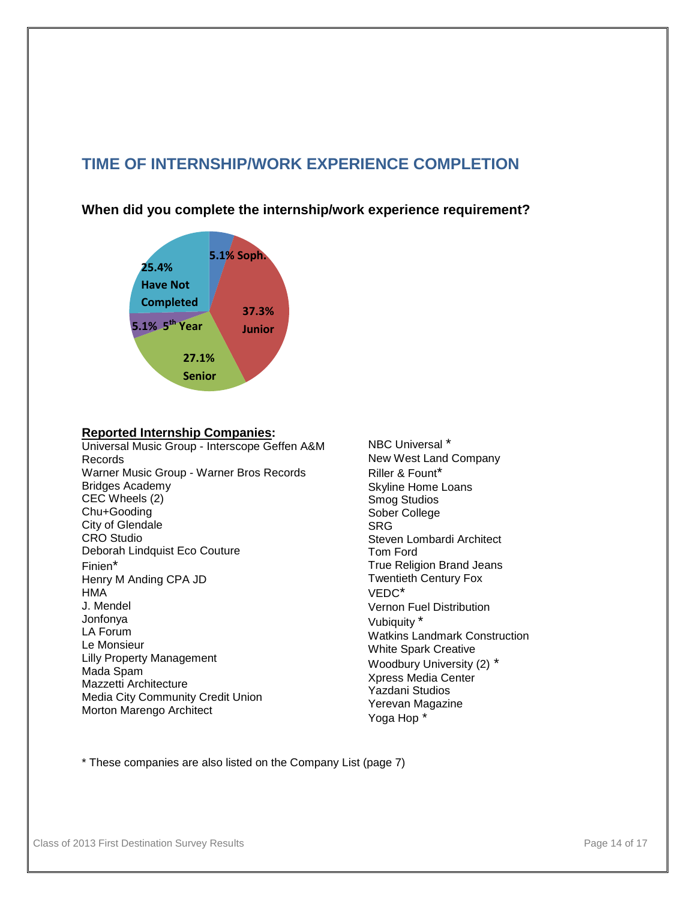## TIME OF INTERNSHIP/WORK EXPERIENCE COMPLETION

**When did you complete the internship/work experience requirement?**

| Time of Completion | Percentage |
|---|---|
| Soph. | 5.1% |
| Junior | 37.3% |
| Senior | 27.1% |
| 5th Year | 5.1% |
| Have Not Completed | 25.4% |

**Reported Internship Companies:**

Universal Music Group - Interscope Geffen A&M Records
Warner Music Group - Warner Bros Records
Bridges Academy
CEC Wheels (2)
Chu+Gooding
City of Glendale
CRO Studio
Deborah Lindquist Eco Couture
Finien*
Henry M Anding CPA JD
HMA
J. Mendel
Jonfonya
LA Forum
Le Monsieur
Lilly Property Management
Mada Spam
Mazzetti Architecture
Media City Community Credit Union
Morton Marengo Architect
NBC Universal *
New West Land Company
Riller & Fount*
Skyline Home Loans
Smog Studios
Sober College
SRG
Steven Lombardi Architect
Tom Ford
True Religion Brand Jeans
Twentieth Century Fox
VEDC*
Vernon Fuel Distribution
Vubiquity *
Watkins Landmark Construction
White Spark Creative
Woodbury University (2) *
Xpress Media Center
Yazdani Studios
Yerevan Magazine
Yoga Hop *

* These companies are also listed on the Company List (page 7)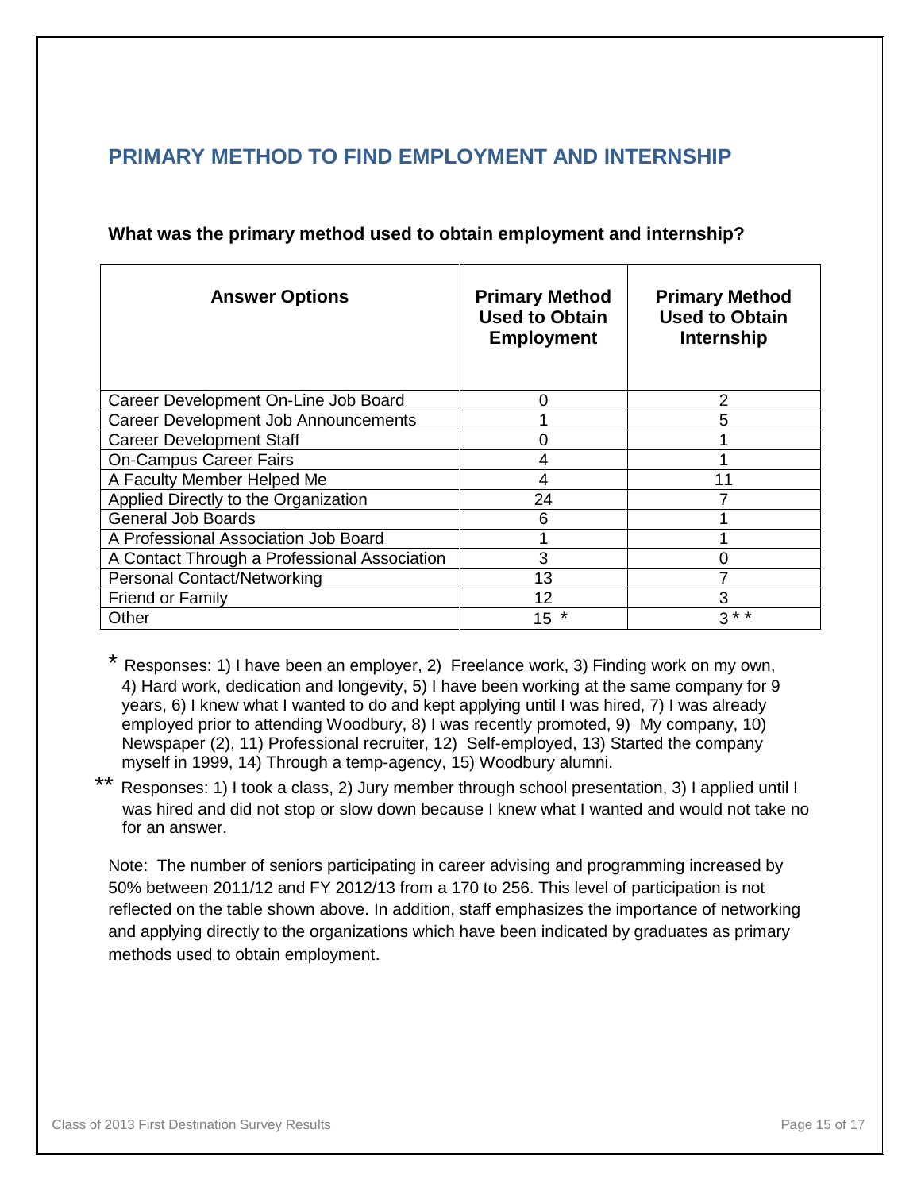## PRIMARY METHOD TO FIND EMPLOYMENT AND INTERNSHIP

**What was the primary method used to obtain employment and internship?**

| Answer Options | Primary Method Used to Obtain Employment | Primary Method Used to Obtain Internship |
|---|---|---|
| Career Development On-Line Job Board | 0 | 2 |
| Career Development Job Announcements | 1 | 5 |
| Career Development Staff | 0 | 1 |
| On-Campus Career Fairs | 4 | 1 |
| A Faculty Member Helped Me | 4 | 11 |
| Applied Directly to the Organization | 24 | 7 |
| General Job Boards | 6 | 1 |
| A Professional Association Job Board | 1 | 1 |
| A Contact Through a Professional Association | 3 | 0 |
| Personal Contact/Networking | 13 | 7 |
| Friend or Family | 12 | 3 |
| Other | 15 * | 3 * * |

\* Responses: 1) I have been an employer, 2) Freelance work, 3) Finding work on my own, 4) Hard work, dedication and longevity, 5) I have been working at the same company for 9 years, 6) I knew what I wanted to do and kept applying until I was hired, 7) I was already employed prior to attending Woodbury, 8) I was recently promoted, 9) My company, 10) Newspaper (2), 11) Professional recruiter, 12) Self-employed, 13) Started the company myself in 1999, 14) Through a temp-agency, 15) Woodbury alumni.

\*\* Responses: 1) I took a class, 2) Jury member through school presentation, 3) I applied until I was hired and did not stop or slow down because I knew what I wanted and would not take no for an answer.

Note: The number of seniors participating in career advising and programming increased by 50% between 2011/12 and FY 2012/13 from a 170 to 256. This level of participation is not reflected on the table shown above. In addition, staff emphasizes the importance of networking and applying directly to the organizations which have been indicated by graduates as primary methods used to obtain employment.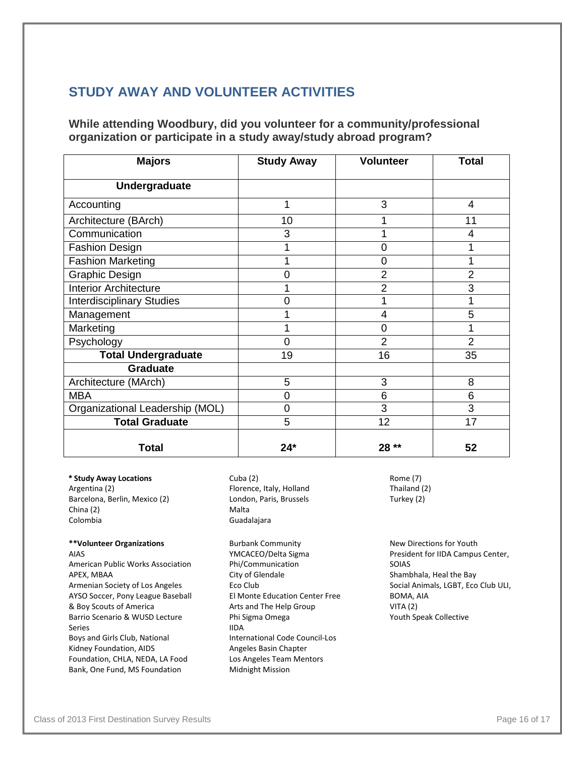## STUDY AWAY AND VOLUNTEER ACTIVITIES

### While attending Woodbury, did you volunteer for a community/professional organization or participate in a study away/study abroad program?

| Majors | Study Away | Volunteer | Total |
|---|---|---|---|
| **Undergraduate** | | | |
| Accounting | 1 | 3 | 4 |
| Architecture (BArch) | 10 | 1 | 11 |
| Communication | 3 | 1 | 4 |
| Fashion Design | 1 | 0 | 1 |
| Fashion Marketing | 1 | 0 | 1 |
| Graphic Design | 0 | 2 | 2 |
| Interior Architecture | 1 | 2 | 3 |
| Interdisciplinary Studies | 0 | 1 | 1 |
| Management | 1 | 4 | 5 |
| Marketing | 1 | 0 | 1 |
| Psychology | 0 | 2 | 2 |
| **Total Undergraduate** | 19 | 16 | 35 |
| **Graduate** | | | |
| Architecture (MArch) | 5 | 3 | 8 |
| MBA | 0 | 6 | 6 |
| Organizational Leadership (MOL) | 0 | 3 | 3 |
| **Total Graduate** | 5 | 12 | 17 |
| **Total** | **24*** | **28 **** | **52** |

**\* Study Away Locations**

Argentina (2)
Barcelona, Berlin, Mexico (2)
China (2)
Colombia
Cuba (2)
Florence, Italy, Holland
London, Paris, Brussels
Malta
Guadalajara
Rome (7)
Thailand (2)
Turkey (2)

**\*\*Volunteer Organizations**

AIAS
American Public Works Association
APEX, MBAA
Armenian Society of Los Angeles
AYSO Soccer, Pony League Baseball & Boy Scouts of America
Barrio Scenario & WUSD Lecture Series
Boys and Girls Club, National Kidney Foundation, AIDS Foundation, CHLA, NEDA, LA Food Bank, One Fund, MS Foundation
Burbank Community
YMCACEO/Delta Sigma Phi/Communication
City of Glendale
Eco Club
El Monte Education Center Free Arts and The Help Group
Phi Sigma Omega
IIDA
International Code Council-Los Angeles Basin Chapter
Los Angeles Team Mentors
Midnight Mission
New Directions for Youth
President for IIDA Campus Center, SOIAS
Shambhala, Heal the Bay
Social Animals, LGBT, Eco Club ULI, BOMA, AIA
VITA (2)
Youth Speak Collective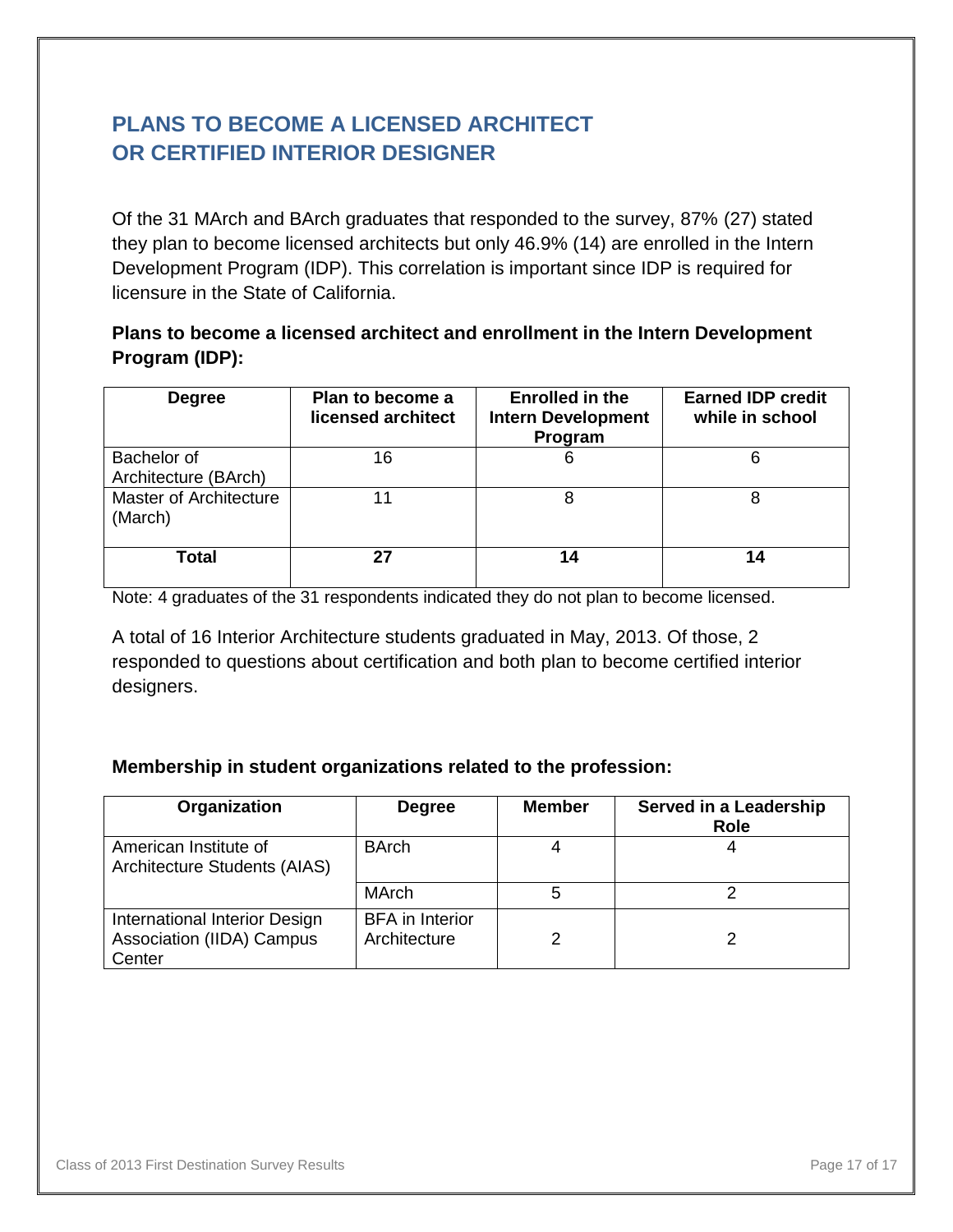## PLANS TO BECOME A LICENSED ARCHITECT OR CERTIFIED INTERIOR DESIGNER

Of the 31 MArch and BArch graduates that responded to the survey, 87% (27) stated they plan to become licensed architects but only 46.9% (14) are enrolled in the Intern Development Program (IDP). This correlation is important since IDP is required for licensure in the State of California.

**Plans to become a licensed architect and enrollment in the Intern Development Program (IDP):**

| Degree | Plan to become a licensed architect | Enrolled in the Intern Development Program | Earned IDP credit while in school |
|---|---|---|---|
| Bachelor of Architecture (BArch) | 16 | 6 | 6 |
| Master of Architecture (March) | 11 | 8 | 8 |
| **Total** | **27** | **14** | **14** |

Note: 4 graduates of the 31 respondents indicated they do not plan to become licensed.

A total of 16 Interior Architecture students graduated in May, 2013. Of those, 2 responded to questions about certification and both plan to become certified interior designers.

**Membership in student organizations related to the profession:**

| Organization | Degree | Member | Served in a Leadership Role |
|---|---|---|---|
| American Institute of Architecture Students (AIAS) | BArch | 4 | 4 |
| | MArch | 5 | 2 |
| International Interior Design Association (IIDA) Campus Center | BFA in Interior Architecture | 2 | 2 |